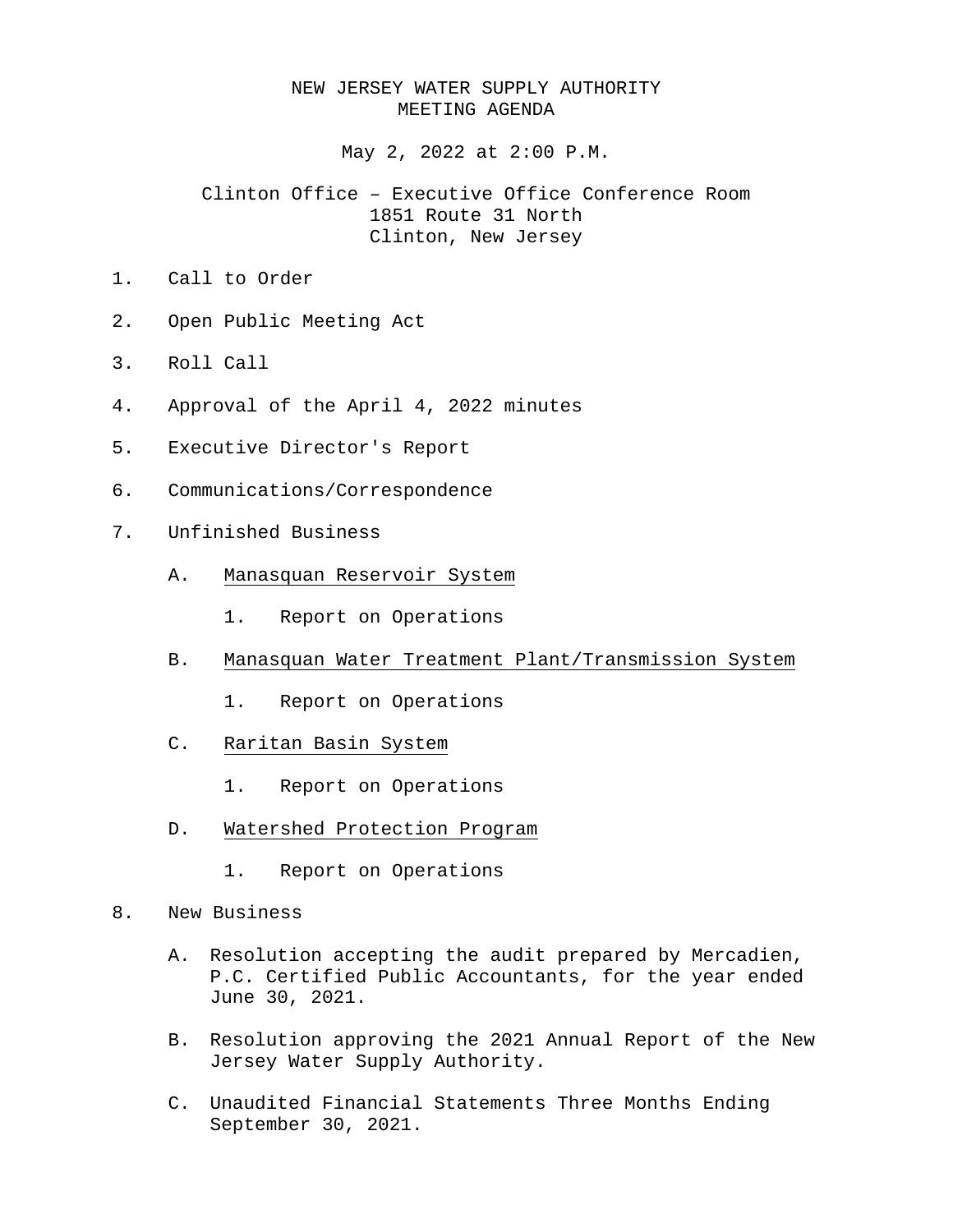# NEW JERSEY WATER SUPPLY AUTHORITY
## MEETING AGENDA

May 2, 2022 at 2:00 P.M.

Clinton Office – Executive Office Conference Room
1851 Route 31 North
Clinton, New Jersey

1. Call to Order

2. Open Public Meeting Act

3. Roll Call

4. Approval of the April 4, 2022 minutes

5. Executive Director's Report

6. Communications/Correspondence

7. Unfinished Business

   A. <u>Manasquan Reservoir System</u>

      1. Report on Operations

   B. <u>Manasquan Water Treatment Plant/Transmission System</u>

      1. Report on Operations

   C. <u>Raritan Basin System</u>

      1. Report on Operations

   D. <u>Watershed Protection Program</u>

      1. Report on Operations

8. New Business

   A. Resolution accepting the audit prepared by Mercadien, P.C. Certified Public Accountants, for the year ended June 30, 2021.

   B. Resolution approving the 2021 Annual Report of the New Jersey Water Supply Authority.

   C. Unaudited Financial Statements Three Months Ending September 30, 2021.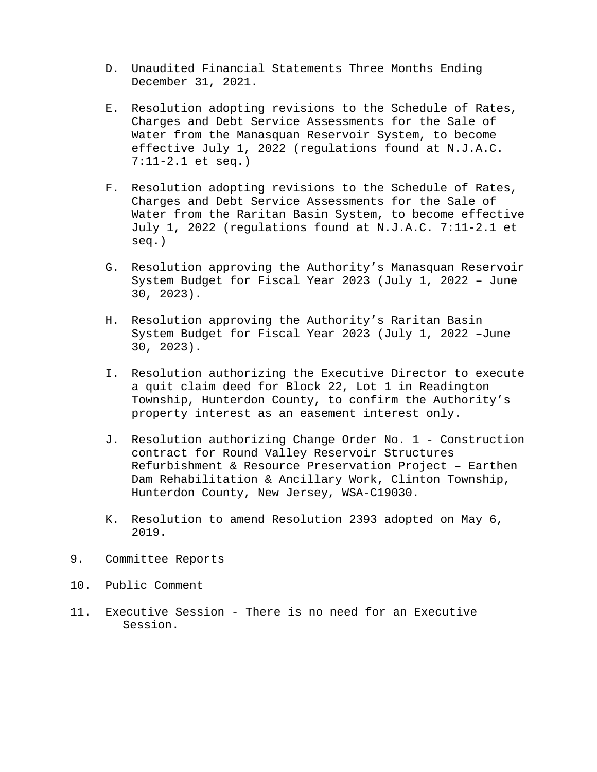D. Unaudited Financial Statements Three Months Ending December 31, 2021.

E. Resolution adopting revisions to the Schedule of Rates, Charges and Debt Service Assessments for the Sale of Water from the Manasquan Reservoir System, to become effective July 1, 2022 (regulations found at N.J.A.C. 7:11-2.1 et seq.)

F. Resolution adopting revisions to the Schedule of Rates, Charges and Debt Service Assessments for the Sale of Water from the Raritan Basin System, to become effective July 1, 2022 (regulations found at N.J.A.C. 7:11-2.1 et seq.)

G. Resolution approving the Authority's Manasquan Reservoir System Budget for Fiscal Year 2023 (July 1, 2022 – June 30, 2023).

H. Resolution approving the Authority's Raritan Basin System Budget for Fiscal Year 2023 (July 1, 2022 –June 30, 2023).

I. Resolution authorizing the Executive Director to execute a quit claim deed for Block 22, Lot 1 in Readington Township, Hunterdon County, to confirm the Authority's property interest as an easement interest only.

J. Resolution authorizing Change Order No. 1 - Construction contract for Round Valley Reservoir Structures Refurbishment & Resource Preservation Project – Earthen Dam Rehabilitation & Ancillary Work, Clinton Township, Hunterdon County, New Jersey, WSA-C19030.

K. Resolution to amend Resolution 2393 adopted on May 6, 2019.

9. Committee Reports

10. Public Comment

11. Executive Session - There is no need for an Executive Session.